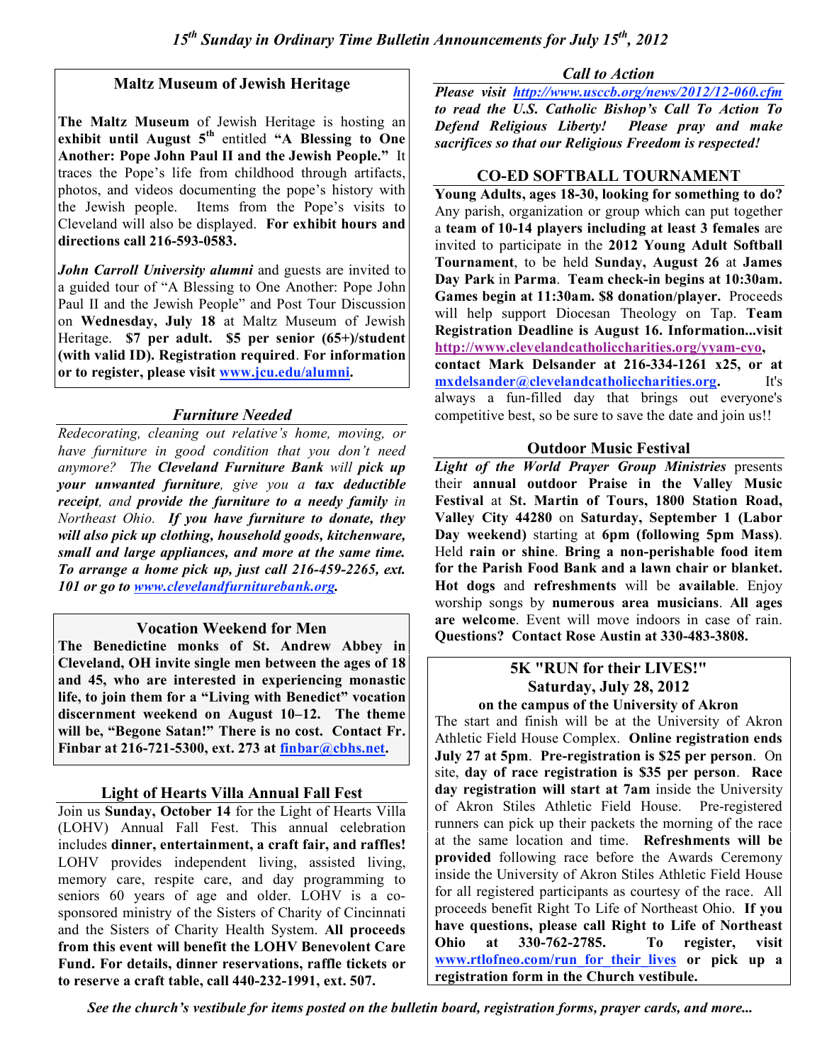# 15th Sunday in Ordinary Time Bulletin Announcements for July 15th, 2012

## Maltz Museum of Jewish Heritage

**The Maltz Museum** of Jewish Heritage is hosting an **exhibit until August 5th** entitled **"A Blessing to One Another: Pope John Paul II and the Jewish People."** It traces the Pope's life from childhood through artifacts, photos, and videos documenting the pope's history with the Jewish people. Items from the Pope's visits to Cleveland will also be displayed. **For exhibit hours and directions call 216-593-0583.**

***John Carroll University alumni*** and guests are invited to a guided tour of "A Blessing to One Another: Pope John Paul II and the Jewish People" and Post Tour Discussion on **Wednesday, July 18** at Maltz Museum of Jewish Heritage. **$7 per adult. $5 per senior (65+)/student (with valid ID). Registration required**. **For information or to register, please visit www.jcu.edu/alumni.**

## *Furniture Needed*

*Redecorating, cleaning out relative's home, moving, or have furniture in good condition that you don't need anymore? The **Cleveland Furniture Bank** will **pick up your unwanted furniture**, give you a **tax deductible receipt**, and **provide the furniture to a needy family** in Northeast Ohio. **If you have furniture to donate, they will also pick up clothing, household goods, kitchenware, small and large appliances, and more at the same time. To arrange a home pick up, just call 216-459-2265, ext. 101 or go to www.clevelandfurniturebank.org.***

## Vocation Weekend for Men

**The Benedictine monks of St. Andrew Abbey in Cleveland, OH invite single men between the ages of 18 and 45, who are interested in experiencing monastic life, to join them for a "Living with Benedict" vocation discernment weekend on August 10–12. The theme will be, "Begone Satan!" There is no cost. Contact Fr. Finbar at 216-721-5300, ext. 273 at finbar@cbhs.net.**

## Light of Hearts Villa Annual Fall Fest

Join us **Sunday, October 14** for the Light of Hearts Villa (LOHV) Annual Fall Fest. This annual celebration includes **dinner, entertainment, a craft fair, and raffles!** LOHV provides independent living, assisted living, memory care, respite care, and day programming to seniors 60 years of age and older. LOHV is a co-sponsored ministry of the Sisters of Charity of Cincinnati and the Sisters of Charity Health System. **All proceeds from this event will benefit the LOHV Benevolent Care Fund. For details, dinner reservations, raffle tickets or to reserve a craft table, call 440-232-1991, ext. 507.**

## *Call to Action*

***Please visit http://www.usccb.org/news/2012/12-060.cfm to read the U.S. Catholic Bishop's Call To Action To Defend Religious Liberty! Please pray and make sacrifices so that our Religious Freedom is respected!***

## CO-ED SOFTBALL TOURNAMENT

**Young Adults, ages 18-30, looking for something to do?** Any parish, organization or group which can put together a **team of 10-14 players including at least 3 females** are invited to participate in the **2012 Young Adult Softball Tournament**, to be held **Sunday, August 26** at **James Day Park** in **Parma**. **Team check-in begins at 10:30am. Games begin at 11:30am. $8 donation/player.** Proceeds will help support Diocesan Theology on Tap. **Team Registration Deadline is August 16. Information...visit http://www.clevelandcatholiccharities.org/yyam-cyo, contact Mark Delsander at 216-334-1261 x25, or at mxdelsander@clevelandcatholiccharities.org.** It's always a fun-filled day that brings out everyone's competitive best, so be sure to save the date and join us!!

## Outdoor Music Festival

***Light of the World Prayer Group Ministries*** presents their **annual outdoor Praise in the Valley Music Festival** at **St. Martin of Tours, 1800 Station Road, Valley City 44280** on **Saturday, September 1 (Labor Day weekend)** starting at **6pm (following 5pm Mass)**. Held **rain or shine**. **Bring a non-perishable food item for the Parish Food Bank and a lawn chair or blanket. Hot dogs** and **refreshments** will be **available**. Enjoy worship songs by **numerous area musicians**. **All ages are welcome**. Event will move indoors in case of rain. **Questions? Contact Rose Austin at 330-483-3808.**

## 5K "RUN for their LIVES!" Saturday, July 28, 2012

**on the campus of the University of Akron**

The start and finish will be at the University of Akron Athletic Field House Complex. **Online registration ends July 27 at 5pm**. **Pre-registration is $25 per person**. On site, **day of race registration is $35 per person**. **Race day registration will start at 7am** inside the University of Akron Stiles Athletic Field House. Pre-registered runners can pick up their packets the morning of the race at the same location and time. **Refreshments will be provided** following race before the Awards Ceremony inside the University of Akron Stiles Athletic Field House for all registered participants as courtesy of the race. All proceeds benefit Right To Life of Northeast Ohio. **If you have questions, please call Right to Life of Northeast Ohio at 330-762-2785. To register, visit www.rtlofneo.com/run_for_their_lives or pick up a registration form in the Church vestibule.**

*See the church's vestibule for items posted on the bulletin board, registration forms, prayer cards, and more...*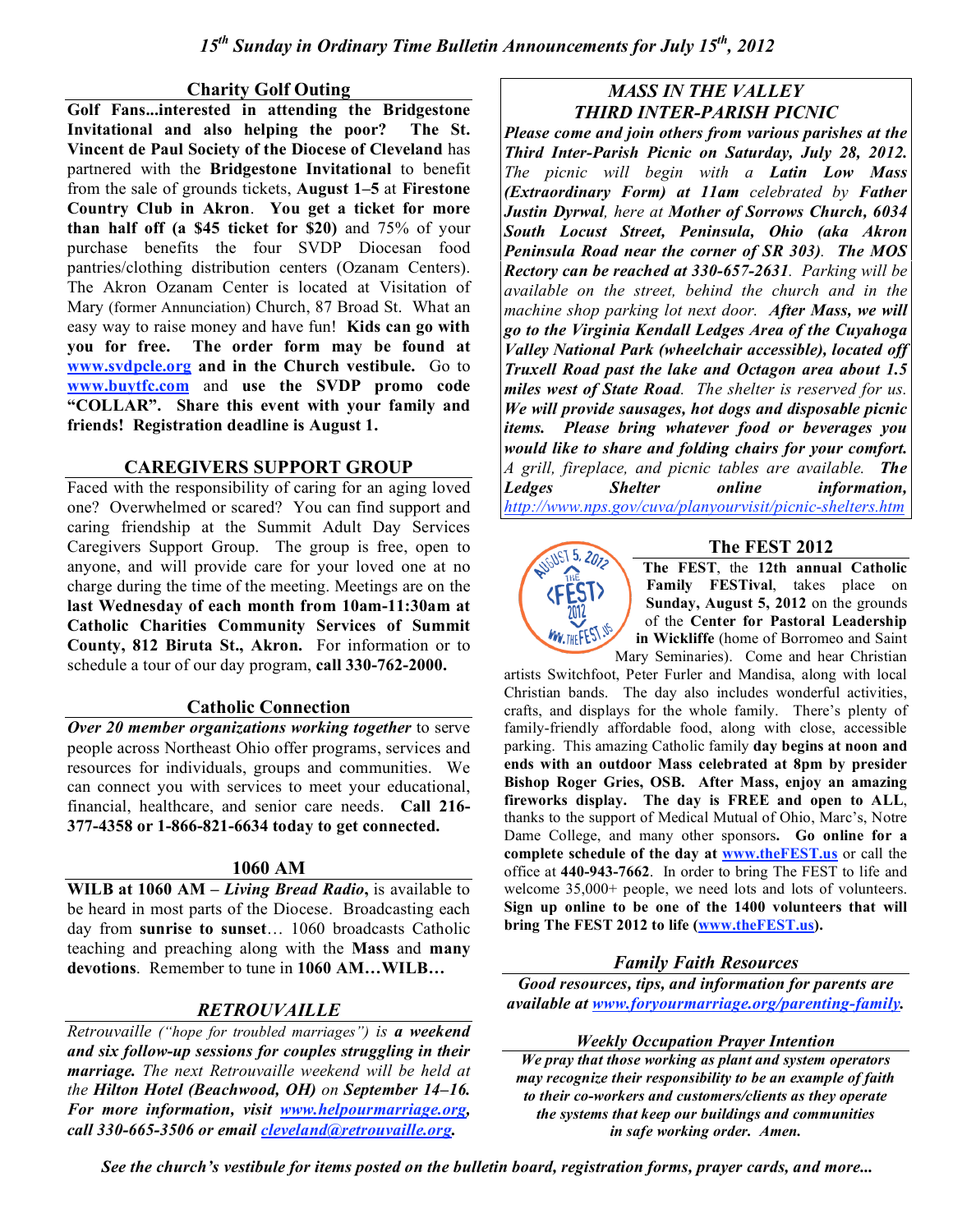*15th Sunday in Ordinary Time Bulletin Announcements for July 15th, 2012*

## Charity Golf Outing

**Golf Fans...interested in attending the Bridgestone Invitational and also helping the poor? The St. Vincent de Paul Society of the Diocese of Cleveland** has partnered with the **Bridgestone Invitational** to benefit from the sale of grounds tickets, **August 1–5** at **Firestone Country Club in Akron**. **You get a ticket for more than half off (a $45 ticket for $20)** and 75% of your purchase benefits the four SVDP Diocesan food pantries/clothing distribution centers (Ozanam Centers). The Akron Ozanam Center is located at Visitation of Mary (former Annunciation) Church, 87 Broad St. What an easy way to raise money and have fun! **Kids can go with you for free. The order form may be found at www.svdpcle.org and in the Church vestibule.** Go to **www.buytfc.com** and **use the SVDP promo code "COLLAR". Share this event with your family and friends! Registration deadline is August 1.**

## CAREGIVERS SUPPORT GROUP

Faced with the responsibility of caring for an aging loved one? Overwhelmed or scared? You can find support and caring friendship at the Summit Adult Day Services Caregivers Support Group. The group is free, open to anyone, and will provide care for your loved one at no charge during the time of the meeting. Meetings are on the **last Wednesday of each month from 10am-11:30am at Catholic Charities Community Services of Summit County, 812 Biruta St., Akron.** For information or to schedule a tour of our day program, **call 330-762-2000.**

## Catholic Connection

***Over 20 member organizations working together*** to serve people across Northeast Ohio offer programs, services and resources for individuals, groups and communities. We can connect you with services to meet your educational, financial, healthcare, and senior care needs. **Call 216-377-4358 or 1-866-821-6634 today to get connected.**

## 1060 AM

**WILB at 1060 AM –** ***Living Bread Radio*****,** is available to be heard in most parts of the Diocese. Broadcasting each day from **sunrise to sunset**… 1060 broadcasts Catholic teaching and preaching along with the **Mass** and **many devotions**. Remember to tune in **1060 AM…WILB…**

## *RETROUVAILLE*

*Retrouvaille ("hope for troubled marriages") is* ***a weekend and six follow-up sessions for couples struggling in their marriage.*** *The next Retrouvaille weekend will be held at the* ***Hilton Hotel (Beachwood, OH)*** *on* ***September 14–16. For more information, visit www.helpourmarriage.org, call 330-665-3506 or email cleveland@retrouvaille.org.***

## *MASS IN THE VALLEY THIRD INTER-PARISH PICNIC*

***Please come and join others from various parishes at the Third Inter-Parish Picnic on Saturday, July 28, 2012.*** *The picnic will begin with a* ***Latin Low Mass (Extraordinary Form) at 11am*** *celebrated by* ***Father Justin Dyrwal****, here at* ***Mother of Sorrows Church, 6034 South Locust Street, Peninsula, Ohio (aka Akron Peninsula Road near the corner of SR 303)****.* ***The MOS Rectory can be reached at 330-657-2631****. Parking will be available on the street, behind the church and in the machine shop parking lot next door.* ***After Mass, we will go to the Virginia Kendall Ledges Area of the Cuyahoga Valley National Park (wheelchair accessible), located off Truxell Road past the lake and Octagon area about 1.5 miles west of State Road****. The shelter is reserved for us.* ***We will provide sausages, hot dogs and disposable picnic items. Please bring whatever food or beverages you would like to share and folding chairs for your comfort.*** *A grill, fireplace, and picnic tables are available.* ***The Ledges Shelter online information,*** *http://www.nps.gov/cuva/planyourvisit/picnic-shelters.htm*

## The FEST 2012

AUGUST 5, 2012 THE FEST 2012 WWW.THEFEST.US

**The FEST**, the **12th annual Catholic Family FESTival**, takes place on **Sunday, August 5, 2012** on the grounds of the **Center for Pastoral Leadership in Wickliffe** (home of Borromeo and Saint Mary Seminaries). Come and hear Christian artists Switchfoot, Peter Furler and Mandisa, along with local Christian bands. The day also includes wonderful activities, crafts, and displays for the whole family. There's plenty of family-friendly affordable food, along with close, accessible parking. This amazing Catholic family **day begins at noon and ends with an outdoor Mass celebrated at 8pm by presider Bishop Roger Gries, OSB. After Mass, enjoy an amazing fireworks display. The day is FREE and open to ALL**, thanks to the support of Medical Mutual of Ohio, Marc's, Notre Dame College, and many other sponsors**. Go online for a complete schedule of the day at www.theFEST.us** or call the office at **440-943-7662**. In order to bring The FEST to life and welcome 35,000+ people, we need lots and lots of volunteers. **Sign up online to be one of the 1400 volunteers that will bring The FEST 2012 to life (www.theFEST.us).**

## *Family Faith Resources*

***Good resources, tips, and information for parents are available at www.foryourmarriage.org/parenting-family.***

## *Weekly Occupation Prayer Intention*

***We pray that those working as plant and system operators may recognize their responsibility to be an example of faith to their co-workers and customers/clients as they operate the systems that keep our buildings and communities in safe working order. Amen.***

***See the church's vestibule for items posted on the bulletin board, registration forms, prayer cards, and more...***